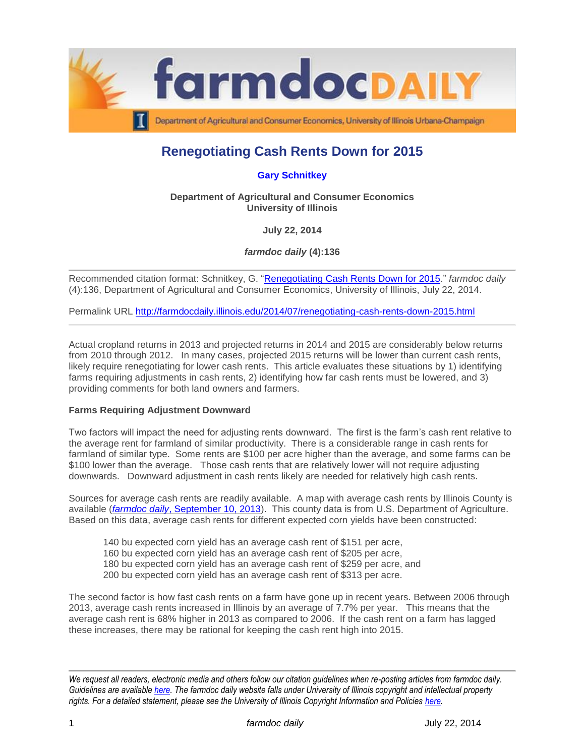# Renegotiating Cash Rents Down for 2015

**Gary Schnitkey**

**Department of Agricultural and Consumer Economics**
**University of Illinois**

**July 22, 2014**

***farmdoc daily* (4):136**

Recommended citation format: Schnitkey, G. "Renegotiating Cash Rents Down for 2015." *farmdoc daily* (4):136, Department of Agricultural and Consumer Economics, University of Illinois, July 22, 2014.

Permalink URL http://farmdocdaily.illinois.edu/2014/07/renegotiating-cash-rents-down-2015.html

Actual cropland returns in 2013 and projected returns in 2014 and 2015 are considerably below returns from 2010 through 2012. In many cases, projected 2015 returns will be lower than current cash rents, likely require renegotiating for lower cash rents. This article evaluates these situations by 1) identifying farms requiring adjustments in cash rents, 2) identifying how far cash rents must be lowered, and 3) providing comments for both land owners and farmers.

**Farms Requiring Adjustment Downward**

Two factors will impact the need for adjusting rents downward. The first is the farm's cash rent relative to the average rent for farmland of similar productivity. There is a considerable range in cash rents for farmland of similar type. Some rents are $100 per acre higher than the average, and some farms can be $100 lower than the average. Those cash rents that are relatively lower will not require adjusting downwards. Downward adjustment in cash rents likely are needed for relatively high cash rents.

Sources for average cash rents are readily available. A map with average cash rents by Illinois County is available (*farmdoc daily*, September 10, 2013). This county data is from U.S. Department of Agriculture. Based on this data, average cash rents for different expected corn yields have been constructed:

140 bu expected corn yield has an average cash rent of $151 per acre,
160 bu expected corn yield has an average cash rent of $205 per acre,
180 bu expected corn yield has an average cash rent of $259 per acre, and
200 bu expected corn yield has an average cash rent of $313 per acre.

The second factor is how fast cash rents on a farm have gone up in recent years. Between 2006 through 2013, average cash rents increased in Illinois by an average of 7.7% per year. This means that the average cash rent is 68% higher in 2013 as compared to 2006. If the cash rent on a farm has lagged these increases, there may be rational for keeping the cash rent high into 2015.

*We request all readers, electronic media and others follow our citation guidelines when re-posting articles from farmdoc daily. Guidelines are available here. The farmdoc daily website falls under University of Illinois copyright and intellectual property rights. For a detailed statement, please see the University of Illinois Copyright Information and Policies here.*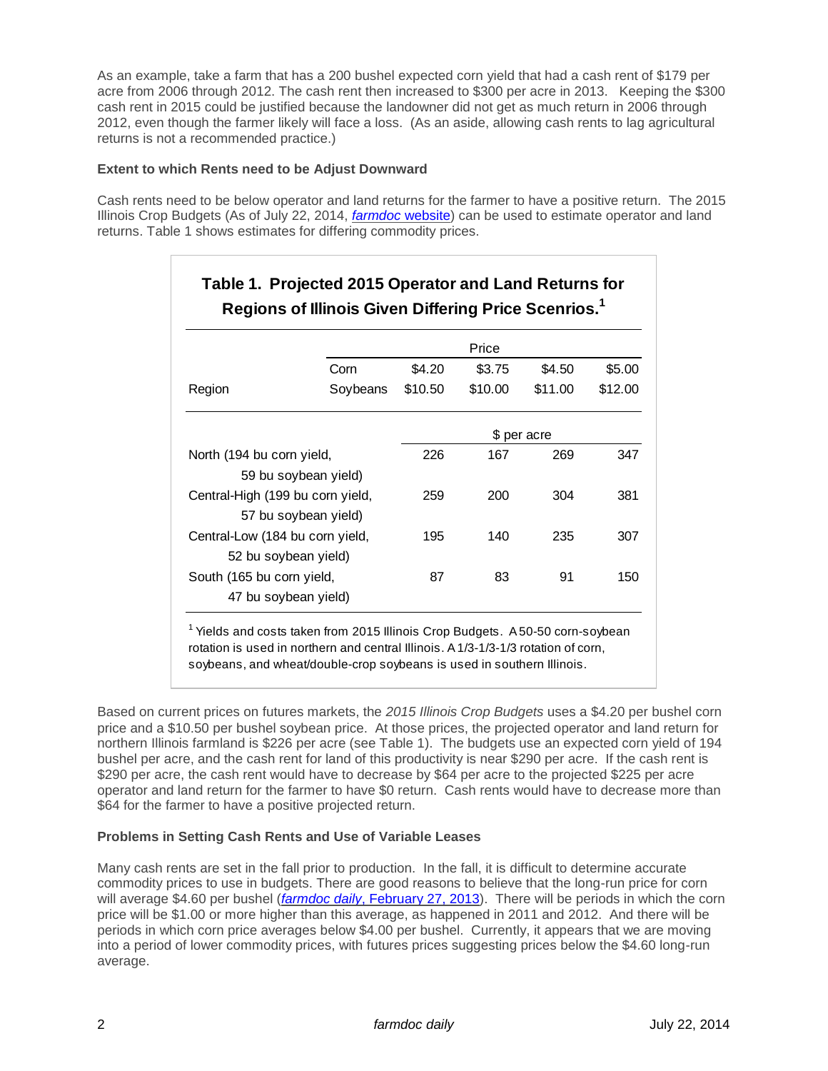As an example, take a farm that has a 200 bushel expected corn yield that had a cash rent of $179 per acre from 2006 through 2012. The cash rent then increased to $300 per acre in 2013. Keeping the $300 cash rent in 2015 could be justified because the landowner did not get as much return in 2006 through 2012, even though the farmer likely will face a loss. (As an aside, allowing cash rents to lag agricultural returns is not a recommended practice.)

### Extent to which Rents need to be Adjust Downward

Cash rents need to be below operator and land returns for the farmer to have a positive return. The 2015 Illinois Crop Budgets (As of July 22, 2014, *farmdoc* website) can be used to estimate operator and land returns. Table 1 shows estimates for differing commodity prices.

**Table 1. Projected 2015 Operator and Land Returns for Regions of Illinois Given Differing Price Scenrios.**[1]

| | | Price | | | |
|---|---|---|---|---|---|
| | Corn | $4.20 | $3.75 | $4.50 | $5.00 |
| Region | Soybeans | $10.50 | $10.00 | $11.00 | $12.00 |
| | | $ per acre | | | |
| North (194 bu corn yield, 59 bu soybean yield) | | 226 | 167 | 269 | 347 |
| Central-High (199 bu corn yield, 57 bu soybean yield) | | 259 | 200 | 304 | 381 |
| Central-Low (184 bu corn yield, 52 bu soybean yield) | | 195 | 140 | 235 | 307 |
| South (165 bu corn yield, 47 bu soybean yield) | | 87 | 83 | 91 | 150 |

[1] Yields and costs taken from 2015 Illinois Crop Budgets. A 50-50 corn-soybean rotation is used in northern and central Illinois. A 1/3-1/3-1/3 rotation of corn, soybeans, and wheat/double-crop soybeans is used in southern Illinois.

Based on current prices on futures markets, the *2015 Illinois Crop Budgets* uses a $4.20 per bushel corn price and a $10.50 per bushel soybean price. At those prices, the projected operator and land return for northern Illinois farmland is $226 per acre (see Table 1). The budgets use an expected corn yield of 194 bushel per acre, and the cash rent for land of this productivity is near $290 per acre. If the cash rent is $290 per acre, the cash rent would have to decrease by $64 per acre to the projected $225 per acre operator and land return for the farmer to have $0 return. Cash rents would have to decrease more than $64 for the farmer to have a positive projected return.

### Problems in Setting Cash Rents and Use of Variable Leases

Many cash rents are set in the fall prior to production. In the fall, it is difficult to determine accurate commodity prices to use in budgets. There are good reasons to believe that the long-run price for corn will average $4.60 per bushel (*farmdoc daily*, February 27, 2013). There will be periods in which the corn price will be $1.00 or more higher than this average, as happened in 2011 and 2012. And there will be periods in which corn price averages below $4.00 per bushel. Currently, it appears that we are moving into a period of lower commodity prices, with futures prices suggesting prices below the $4.60 long-run average.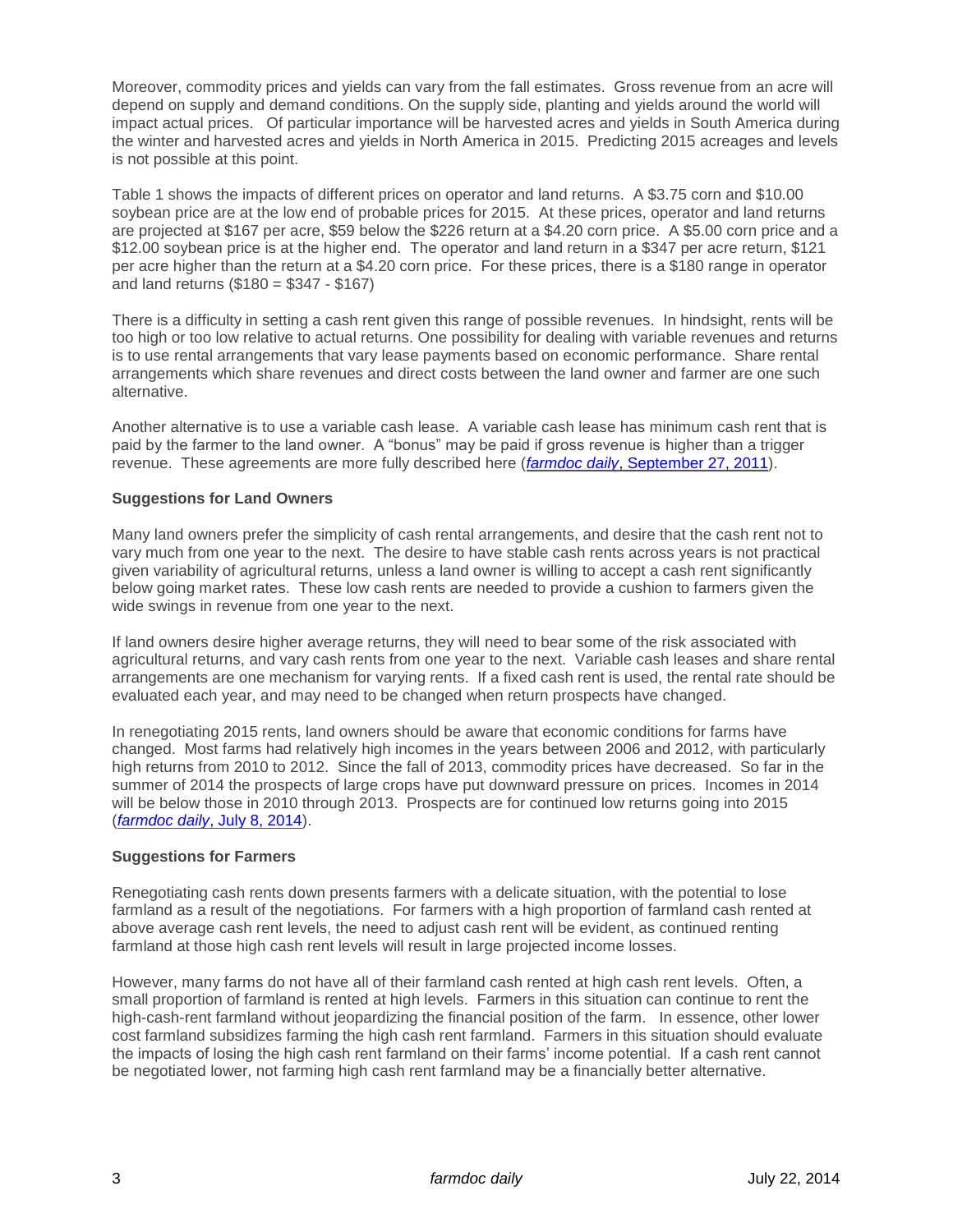Moreover, commodity prices and yields can vary from the fall estimates. Gross revenue from an acre will depend on supply and demand conditions. On the supply side, planting and yields around the world will impact actual prices. Of particular importance will be harvested acres and yields in South America during the winter and harvested acres and yields in North America in 2015. Predicting 2015 acreages and levels is not possible at this point.

Table 1 shows the impacts of different prices on operator and land returns. A $3.75 corn and $10.00 soybean price are at the low end of probable prices for 2015. At these prices, operator and land returns are projected at $167 per acre, $59 below the $226 return at a $4.20 corn price. A $5.00 corn price and a $12.00 soybean price is at the higher end. The operator and land return in a $347 per acre return, $121 per acre higher than the return at a $4.20 corn price. For these prices, there is a $180 range in operator and land returns ($180 = $347 - $167)

There is a difficulty in setting a cash rent given this range of possible revenues. In hindsight, rents will be too high or too low relative to actual returns. One possibility for dealing with variable revenues and returns is to use rental arrangements that vary lease payments based on economic performance. Share rental arrangements which share revenues and direct costs between the land owner and farmer are one such alternative.

Another alternative is to use a variable cash lease. A variable cash lease has minimum cash rent that is paid by the farmer to the land owner. A "bonus" may be paid if gross revenue is higher than a trigger revenue. These agreements are more fully described here (*farmdoc daily*, September 27, 2011).

**Suggestions for Land Owners**

Many land owners prefer the simplicity of cash rental arrangements, and desire that the cash rent not to vary much from one year to the next. The desire to have stable cash rents across years is not practical given variability of agricultural returns, unless a land owner is willing to accept a cash rent significantly below going market rates. These low cash rents are needed to provide a cushion to farmers given the wide swings in revenue from one year to the next.

If land owners desire higher average returns, they will need to bear some of the risk associated with agricultural returns, and vary cash rents from one year to the next. Variable cash leases and share rental arrangements are one mechanism for varying rents. If a fixed cash rent is used, the rental rate should be evaluated each year, and may need to be changed when return prospects have changed.

In renegotiating 2015 rents, land owners should be aware that economic conditions for farms have changed. Most farms had relatively high incomes in the years between 2006 and 2012, with particularly high returns from 2010 to 2012. Since the fall of 2013, commodity prices have decreased. So far in the summer of 2014 the prospects of large crops have put downward pressure on prices. Incomes in 2014 will be below those in 2010 through 2013. Prospects are for continued low returns going into 2015 (*farmdoc daily*, July 8, 2014).

**Suggestions for Farmers**

Renegotiating cash rents down presents farmers with a delicate situation, with the potential to lose farmland as a result of the negotiations. For farmers with a high proportion of farmland cash rented at above average cash rent levels, the need to adjust cash rent will be evident, as continued renting farmland at those high cash rent levels will result in large projected income losses.

However, many farms do not have all of their farmland cash rented at high cash rent levels. Often, a small proportion of farmland is rented at high levels. Farmers in this situation can continue to rent the high-cash-rent farmland without jeopardizing the financial position of the farm. In essence, other lower cost farmland subsidizes farming the high cash rent farmland. Farmers in this situation should evaluate the impacts of losing the high cash rent farmland on their farms' income potential. If a cash rent cannot be negotiated lower, not farming high cash rent farmland may be a financially better alternative.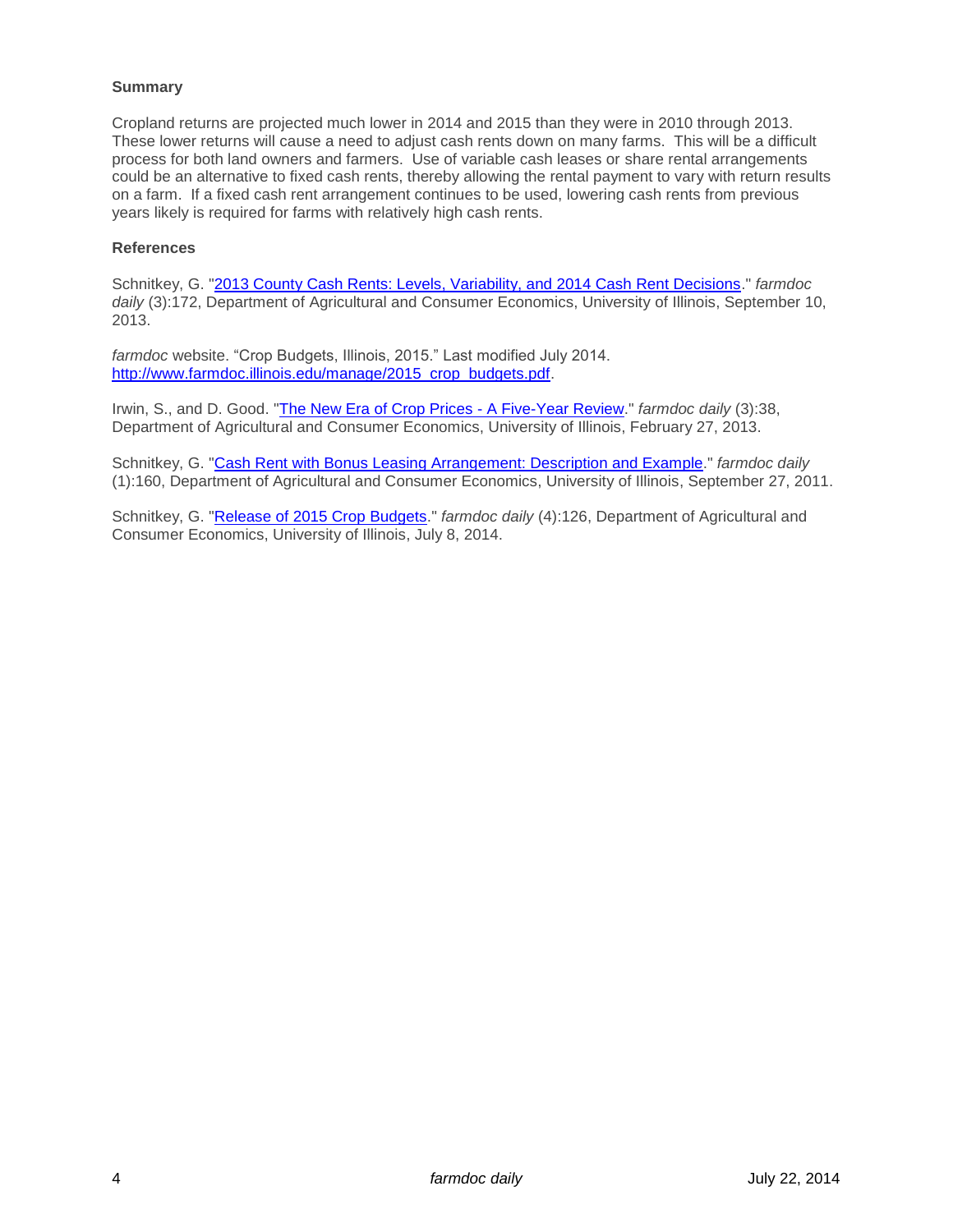## Summary

Cropland returns are projected much lower in 2014 and 2015 than they were in 2010 through 2013. These lower returns will cause a need to adjust cash rents down on many farms. This will be a difficult process for both land owners and farmers. Use of variable cash leases or share rental arrangements could be an alternative to fixed cash rents, thereby allowing the rental payment to vary with return results on a farm. If a fixed cash rent arrangement continues to be used, lowering cash rents from previous years likely is required for farms with relatively high cash rents.

## References

Schnitkey, G. "2013 County Cash Rents: Levels, Variability, and 2014 Cash Rent Decisions." *farmdoc daily* (3):172, Department of Agricultural and Consumer Economics, University of Illinois, September 10, 2013.

*farmdoc* website. "Crop Budgets, Illinois, 2015." Last modified July 2014. http://www.farmdoc.illinois.edu/manage/2015_crop_budgets.pdf.

Irwin, S., and D. Good. "The New Era of Crop Prices - A Five-Year Review." *farmdoc daily* (3):38, Department of Agricultural and Consumer Economics, University of Illinois, February 27, 2013.

Schnitkey, G. "Cash Rent with Bonus Leasing Arrangement: Description and Example." *farmdoc daily* (1):160, Department of Agricultural and Consumer Economics, University of Illinois, September 27, 2011.

Schnitkey, G. "Release of 2015 Crop Budgets." *farmdoc daily* (4):126, Department of Agricultural and Consumer Economics, University of Illinois, July 8, 2014.